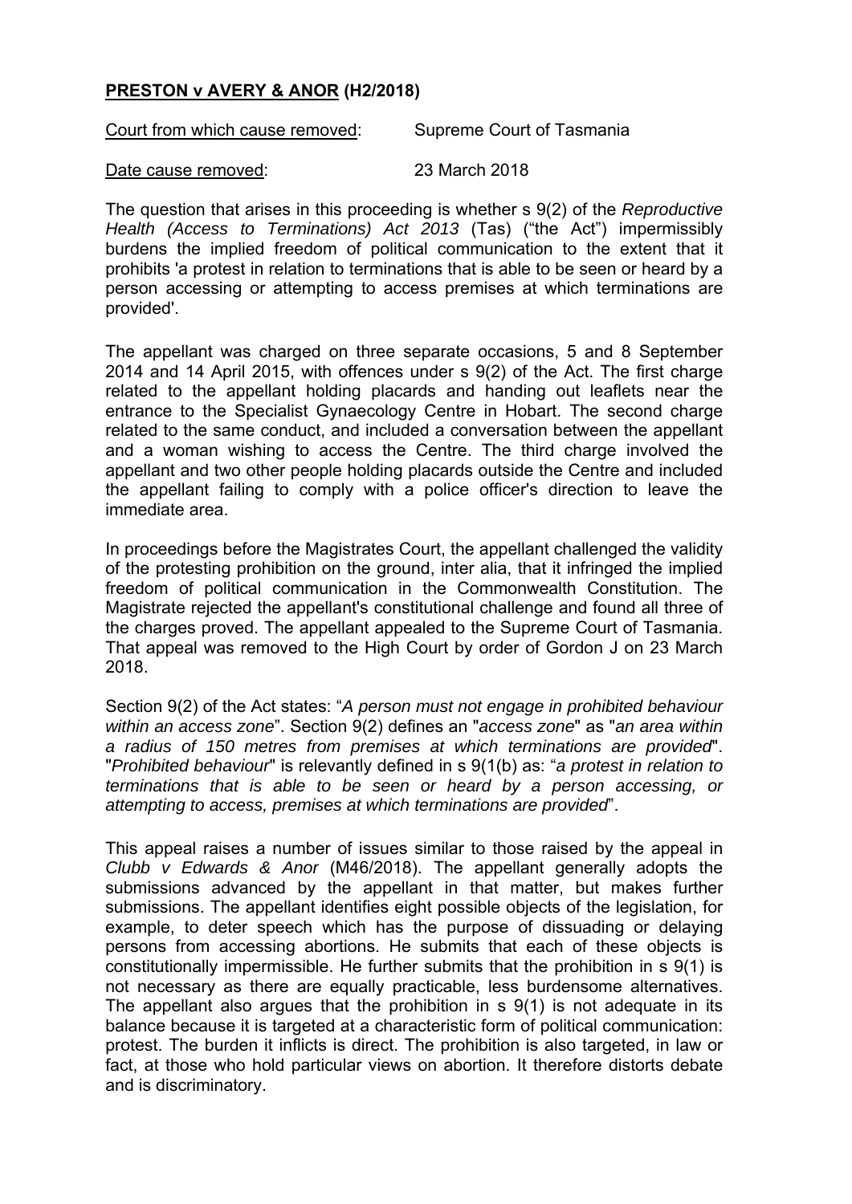**<u>PRESTON v AVERY & ANOR</u> (H2/2018)**

<u>Court from which cause removed</u>: Supreme Court of Tasmania

<u>Date cause removed</u>: 23 March 2018

The question that arises in this proceeding is whether s 9(2) of the *Reproductive Health (Access to Terminations) Act 2013* (Tas) ("the Act") impermissibly burdens the implied freedom of political communication to the extent that it prohibits 'a protest in relation to terminations that is able to be seen or heard by a person accessing or attempting to access premises at which terminations are provided'.

The appellant was charged on three separate occasions, 5 and 8 September 2014 and 14 April 2015, with offences under s 9(2) of the Act. The first charge related to the appellant holding placards and handing out leaflets near the entrance to the Specialist Gynaecology Centre in Hobart. The second charge related to the same conduct, and included a conversation between the appellant and a woman wishing to access the Centre. The third charge involved the appellant and two other people holding placards outside the Centre and included the appellant failing to comply with a police officer's direction to leave the immediate area.

In proceedings before the Magistrates Court, the appellant challenged the validity of the protesting prohibition on the ground, inter alia, that it infringed the implied freedom of political communication in the Commonwealth Constitution. The Magistrate rejected the appellant's constitutional challenge and found all three of the charges proved. The appellant appealed to the Supreme Court of Tasmania. That appeal was removed to the High Court by order of Gordon J on 23 March 2018.

Section 9(2) of the Act states: "*A person must not engage in prohibited behaviour within an access zone*". Section 9(2) defines an "*access zone*" as "*an area within a radius of 150 metres from premises at which terminations are provided*". "*Prohibited behaviour*" is relevantly defined in s 9(1(b) as: "*a protest in relation to terminations that is able to be seen or heard by a person accessing, or attempting to access, premises at which terminations are provided*".

This appeal raises a number of issues similar to those raised by the appeal in *Clubb v Edwards & Anor* (M46/2018). The appellant generally adopts the submissions advanced by the appellant in that matter, but makes further submissions. The appellant identifies eight possible objects of the legislation, for example, to deter speech which has the purpose of dissuading or delaying persons from accessing abortions. He submits that each of these objects is constitutionally impermissible. He further submits that the prohibition in s 9(1) is not necessary as there are equally practicable, less burdensome alternatives. The appellant also argues that the prohibition in s 9(1) is not adequate in its balance because it is targeted at a characteristic form of political communication: protest. The burden it inflicts is direct. The prohibition is also targeted, in law or fact, at those who hold particular views on abortion. It therefore distorts debate and is discriminatory.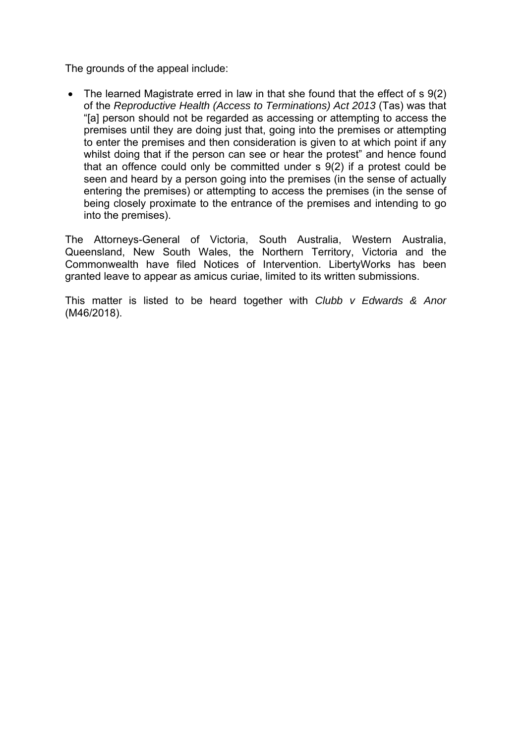The grounds of the appeal include:

- The learned Magistrate erred in law in that she found that the effect of s 9(2) of the *Reproductive Health (Access to Terminations) Act 2013* (Tas) was that "[a] person should not be regarded as accessing or attempting to access the premises until they are doing just that, going into the premises or attempting to enter the premises and then consideration is given to at which point if any whilst doing that if the person can see or hear the protest" and hence found that an offence could only be committed under s 9(2) if a protest could be seen and heard by a person going into the premises (in the sense of actually entering the premises) or attempting to access the premises (in the sense of being closely proximate to the entrance of the premises and intending to go into the premises).

The Attorneys-General of Victoria, South Australia, Western Australia, Queensland, New South Wales, the Northern Territory, Victoria and the Commonwealth have filed Notices of Intervention. LibertyWorks has been granted leave to appear as amicus curiae, limited to its written submissions.

This matter is listed to be heard together with *Clubb v Edwards & Anor* (M46/2018).